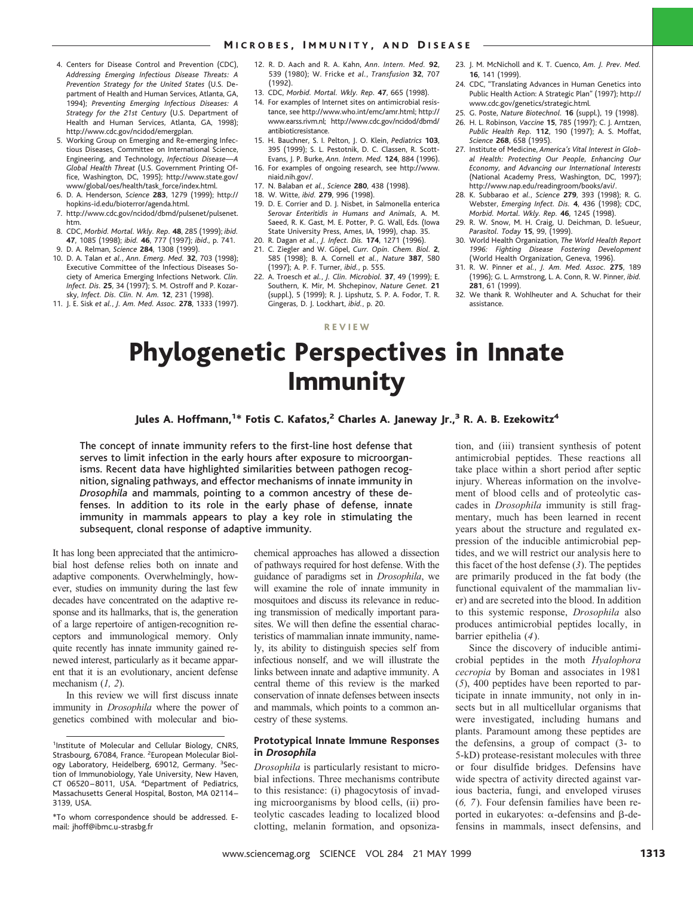4. Centers for Disease Control and Prevention (CDC), *Addressing Emerging Infectious Disease Threats: A Prevention Strategy for the United States* (U.S. Department of Health and Human Services, Atlanta, GA, 1994); *Preventing Emerging Infectious Diseases: A Strategy for the 21st Century* (U.S. Department of Health and Human Services, Atlanta, GA, 1998); http://www.cdc.gov/ncidod/emergplan.
5. Working Group on Emerging and Re-emerging Infectious Diseases, Committee on International Science, Engineering, and Technology, *Infectious Disease—A Global Health Threat* (U.S. Government Printing Office, Washington, DC, 1995); http://www.state.gov/www/global/oes/health/task_force/index.html.
6. D. A. Henderson, *Science* **283**, 1279 (1999); http://hopkins-id.edu/bioterror/agenda.html.
7. http://www.cdc.gov/ncidod/dbmd/pulsenet/pulsenet.htm.
8. CDC, *Morbid. Mortal. Wkly. Rep.* **48**, 285 (1999); *ibid.* **47**, 1085 (1998); *ibid.* **46**, 777 (1997); *ibid.*, p. 741.
9. D. A. Relman, *Science* **284**, 1308 (1999).
10. D. A. Talan *et al.*, *Ann. Emerg. Med.* **32**, 703 (1998); Executive Committee of the Infectious Diseases Society of America Emerging Infections Network. *Clin. Infect. Dis.* **25**, 34 (1997); S. M. Ostroff and P. Kozarsky, *Infect. Dis. Clin. N. Am.* **12**, 231 (1998).
11. J. E. Sisk *et al.*, *J. Am. Med. Assoc.* **278**, 1333 (1997).
12. R. D. Aach and R. A. Kahn, *Ann. Intern. Med.* **92**, 539 (1980); W. Fricke *et al.*, *Transfusion* **32**, 707 (1992).
13. CDC, *Morbid. Mortal. Wkly. Rep.* **47**, 665 (1998).
14. For examples of Internet sites on antimicrobial resistance, see http://www.who.int/emc/amr.html; http://www.earss.rivm.nl; http://www.cdc.gov/ncidod/dbmd/antibioticresistance.
15. H. Bauchner, S. I. Pelton, J. O. Klein, *Pediatrics* **103**, 395 (1999); S. L. Pestotnik, D. C. Classen, R. Scott-Evans, J. P. Burke, *Ann. Intern. Med.* **124**, 884 (1996).
16. For examples of ongoing research, see http://www.niaid.nih.gov/.
17. N. Balaban *et al.*, *Science* **280**, 438 (1998).
18. W. Witte, *ibid.* **279**, 996 (1998).
19. D. E. Corrier and D. J. Nisbet, in Salmonella enterica *Serovar Enteritidis in Humans and Animals*, A. M. Saeed, R. K. Gast, M. E. Potter, P. G. Wall, Eds. (Iowa State University Press, Ames, IA, 1999), chap. 35.
20. R. Dagan *et al.*, *J. Infect. Dis.* **174**, 1271 (1996).
21. C. Ziegler and W. Göpel, *Curr. Opin. Chem. Biol.* **2**, 585 (1998); B. A. Cornell *et al.*, *Nature* **387**, 580 (1997); A. P. F. Turner, *ibid.*, p. 555.
22. A. Troesch *et al.*, *J. Clin. Microbiol.* **37**, 49 (1999); E. Southern, K. Mir, M. Shchepinov, *Nature Genet.* **21** (suppl.), 5 (1999); R. J. Lipshutz, S. P. A. Fodor, T. R. Gingeras, D. J. Lockhart, *ibid.*, p. 20.
23. J. M. McNicholl and K. T. Cuenco, *Am. J. Prev. Med.* **16**, 141 (1999).
24. CDC, "Translating Advances in Human Genetics into Public Health Action: A Strategic Plan" (1997); http://www.cdc.gov/genetics/strategic.html.
25. G. Poste, *Nature Biotechnol.* **16** (suppl.), 19 (1998).
26. H. L. Robinson, *Vaccine* **15**, 785 (1997); C. J. Arntzen, *Public Health Rep.* **112**, 190 (1997); A. S. Moffat, *Science* **268**, 658 (1995).
27. Institute of Medicine, *America's Vital Interest in Global Health: Protecting Our People, Enhancing Our Economy, and Advancing our International Interests* (National Academy Press, Washington, DC, 1997); http://www.nap.edu/readingroom/books/avi/.
28. K. Subbarao *et al.*, *Science* **279**, 393 (1998); R. G. Webster, *Emerging Infect. Dis.* **4**, 436 (1998); CDC, *Morbid. Mortal. Wkly. Rep.* **46**, 1245 (1998).
29. R. W. Snow, M. H. Craig, U. Deichman, D. leSueur, *Parasitol. Today* **15**, 99, (1999).
30. World Health Organization, *The World Health Report 1996: Fighting Disease Fostering Development* (World Health Organization, Geneva, 1996).
31. R. W. Pinner *et al.*, *J. Am. Med. Assoc.* **275**, 189 (1996); G. L. Armstrong, L. A. Conn, R. W. Pinner, *ibid.* **281**, 61 (1999).
32. We thank R. Wohlheuter and A. Schuchat for their assistance.

REVIEW

# Phylogenetic Perspectives in Innate Immunity

**Jules A. Hoffmann,[1]* Fotis C. Kafatos,[2] Charles A. Janeway Jr.,[3] R. A. B. Ezekowitz[4]**

**The concept of innate immunity refers to the first-line host defense that serves to limit infection in the early hours after exposure to microorganisms. Recent data have highlighted similarities between pathogen recognition, signaling pathways, and effector mechanisms of innate immunity in *Drosophila* and mammals, pointing to a common ancestry of these defenses. In addition to its role in the early phase of defense, innate immunity in mammals appears to play a key role in stimulating the subsequent, clonal response of adaptive immunity.**

It has long been appreciated that the antimicrobial host defense relies both on innate and adaptive components. Overwhelmingly, however, studies on immunity during the last few decades have concentrated on the adaptive response and its hallmarks, that is, the generation of a large repertoire of antigen-recognition receptors and immunological memory. Only quite recently has innate immunity gained renewed interest, particularly as it became apparent that it is an evolutionary, ancient defense mechanism (*1, 2*).

In this review we will first discuss innate immunity in *Drosophila* where the power of genetics combined with molecular and biochemical approaches has allowed a dissection of pathways required for host defense. With the guidance of paradigms set in *Drosophila*, we will examine the role of innate immunity in mosquitoes and discuss its relevance in reducing transmission of medically important parasites. We will then define the essential characteristics of mammalian innate immunity, namely, its ability to distinguish species self from infectious nonself, and we will illustrate the links between innate and adaptive immunity. A central theme of this review is the marked conservation of innate defenses between insects and mammals, which points to a common ancestry of these systems.

## Prototypical Innate Immune Responses in *Drosophila*

*Drosophila* is particularly resistant to microbial infections. Three mechanisms contribute to this resistance: (i) phagocytosis of invading microorganisms by blood cells, (ii) proteolytic cascades leading to localized blood clotting, melanin formation, and opsonization, and (iii) transient synthesis of potent antimicrobial peptides. These reactions all take place within a short period after septic injury. Whereas information on the involvement of blood cells and of proteolytic cascades in *Drosophila* immunity is still fragmentary, much has been learned in recent years about the structure and regulated expression of the inducible antimicrobial peptides, and we will restrict our analysis here to this facet of the host defense (*3*). The peptides are primarily produced in the fat body (the functional equivalent of the mammalian liver) and are secreted into the blood. In addition to this systemic response, *Drosophila* also produces antimicrobial peptides locally, in barrier epithelia (*4*).

Since the discovery of inducible antimicrobial peptides in the moth *Hyalophora cecropia* by Boman and associates in 1981 (*5*), 400 peptides have been reported to participate in innate immunity, not only in insects but in all multicellular organisms that were investigated, including humans and plants. Paramount among these peptides are the defensins, a group of compact (3- to 5-kD) protease-resistant molecules with three or four disulfide bridges. Defensins have wide spectra of activity directed against various bacteria, fungi, and enveloped viruses (*6, 7*). Four defensin families have been reported in eukaryotes: α-defensins and β-defensins in mammals, insect defensins, and

[1]Institute of Molecular and Cellular Biology, CNRS, Strasbourg, 67084, France. [2]European Molecular Biology Laboratory, Heidelberg, 69012, Germany. [3]Section of Immunobiology, Yale University, New Haven, CT 06520–8011, USA. [4]Department of Pediatrics, Massachusetts General Hospital, Boston, MA 02114–3139, USA.

*To whom correspondence should be addressed. E-mail: jhoff@ibmc.u-strasbg.fr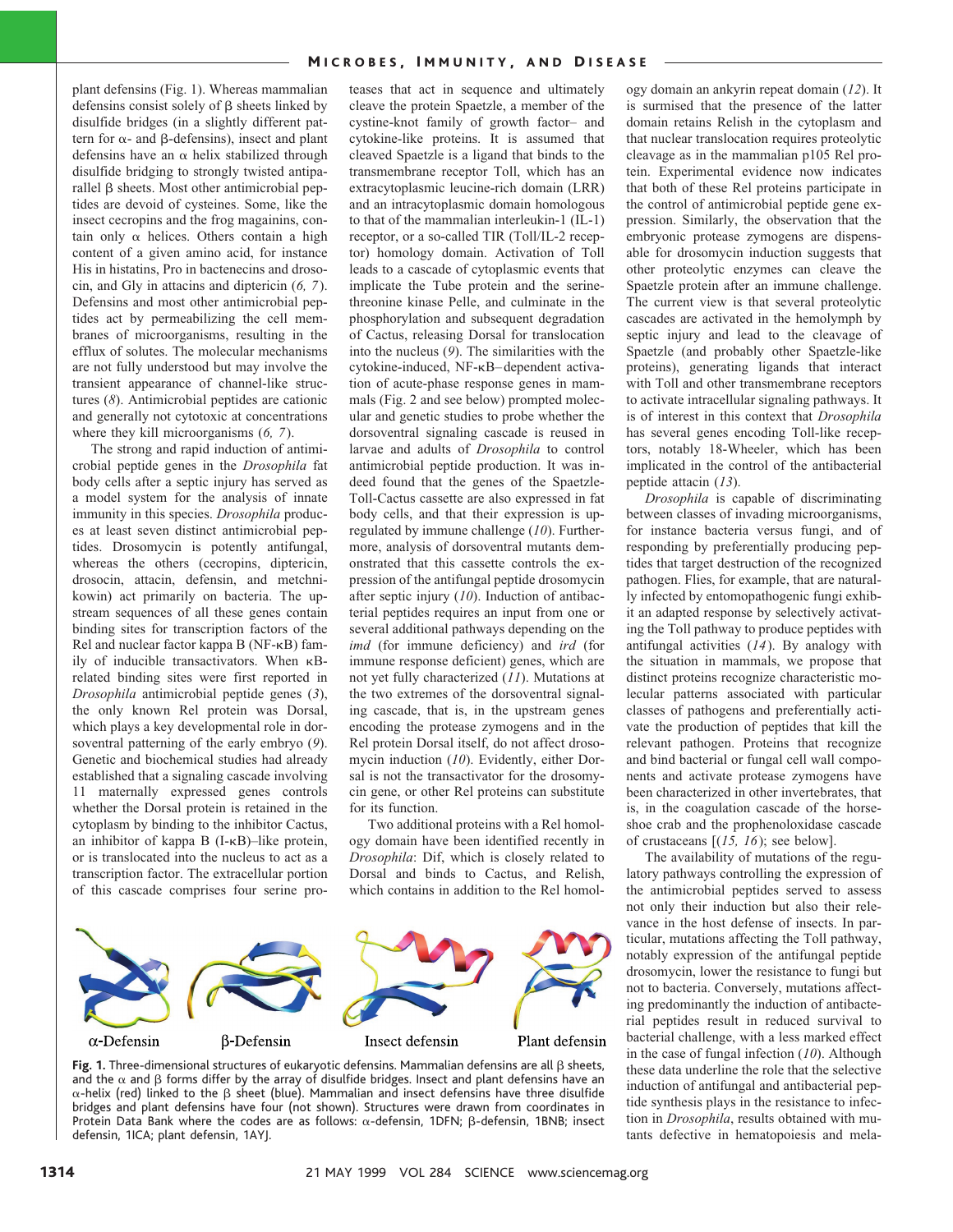plant defensins (Fig. 1). Whereas mammalian defensins consist solely of β sheets linked by disulfide bridges (in a slightly different pattern for α- and β-defensins), insect and plant defensins have an α helix stabilized through disulfide bridging to strongly twisted antiparallel β sheets. Most other antimicrobial peptides are devoid of cysteines. Some, like the insect cecropins and the frog magainins, contain only α helices. Others contain a high content of a given amino acid, for instance His in histatins, Pro in bactenecins and drosocin, and Gly in attacins and diptericin (*6, 7*). Defensins and most other antimicrobial peptides act by permeabilizing the cell membranes of microorganisms, resulting in the efflux of solutes. The molecular mechanisms are not fully understood but may involve the transient appearance of channel-like structures (*8*). Antimicrobial peptides are cationic and generally not cytotoxic at concentrations where they kill microorganisms (*6, 7*).

The strong and rapid induction of antimicrobial peptide genes in the *Drosophila* fat body cells after a septic injury has served as a model system for the analysis of innate immunity in this species. *Drosophila* produces at least seven distinct antimicrobial peptides. Drosomycin is potently antifungal, whereas the others (cecropins, diptericin, drosocin, attacin, defensin, and metchnikowin) act primarily on bacteria. The upstream sequences of all these genes contain binding sites for transcription factors of the Rel and nuclear factor kappa B (NF-κB) family of inducible transactivators. When κB-related binding sites were first reported in *Drosophila* antimicrobial peptide genes (*3*), the only known Rel protein was Dorsal, which plays a key developmental role in dorsoventral patterning of the early embryo (*9*). Genetic and biochemical studies had already established that a signaling cascade involving 11 maternally expressed genes controls whether the Dorsal protein is retained in the cytoplasm by binding to the inhibitor Cactus, an inhibitor of kappa B (I-κB)–like protein, or is translocated into the nucleus to act as a transcription factor. The extracellular portion of this cascade comprises four serine proteases that act in sequence and ultimately cleave the protein Spaetzle, a member of the cystine-knot family of growth factor– and cytokine-like proteins. It is assumed that cleaved Spaetzle is a ligand that binds to the transmembrane receptor Toll, which has an extracytoplasmic leucine-rich domain (LRR) and an intracytoplasmic domain homologous to that of the mammalian interleukin-1 (IL-1) receptor, or a so-called TIR (Toll/IL-2 receptor) homology domain. Activation of Toll leads to a cascade of cytoplasmic events that implicate the Tube protein and the serine-threonine kinase Pelle, and culminate in the phosphorylation and subsequent degradation of Cactus, releasing Dorsal for translocation into the nucleus (*9*). The similarities with the cytokine-induced, NF-κB–dependent activation of acute-phase response genes in mammals (Fig. 2 and see below) prompted molecular and genetic studies to probe whether the dorsoventral signaling cascade is reused in larvae and adults of *Drosophila* to control antimicrobial peptide production. It was indeed found that the genes of the Spaetzle-Toll-Cactus cassette are also expressed in fat body cells, and that their expression is up-regulated by immune challenge (*10*). Furthermore, analysis of dorsoventral mutants demonstrated that this cassette controls the expression of the antifungal peptide drosomycin after septic injury (*10*). Induction of antibacterial peptides requires an input from one or several additional pathways depending on the *imd* (for immune deficiency) and *ird* (for immune response deficient) genes, which are not yet fully characterized (*11*). Mutations at the two extremes of the dorsoventral signaling cascade, that is, in the upstream genes encoding the protease zymogens and in the Rel protein Dorsal itself, do not affect drosomycin induction (*10*). Evidently, either Dorsal is not the transactivator for the drosomycin gene, or other Rel proteins can substitute for its function.

Two additional proteins with a Rel homology domain have been identified recently in *Drosophila*: Dif, which is closely related to Dorsal and binds to Cactus, and Relish, which contains in addition to the Rel homology domain an ankyrin repeat domain (*12*). It is surmised that the presence of the latter domain retains Relish in the cytoplasm and that nuclear translocation requires proteolytic cleavage as in the mammalian p105 Rel protein. Experimental evidence now indicates that both of these Rel proteins participate in the control of antimicrobial peptide gene expression. Similarly, the observation that the embryonic protease zymogens are dispensable for drosomycin induction suggests that other proteolytic enzymes can cleave the Spaetzle protein after an immune challenge. The current view is that several proteolytic cascades are activated in the hemolymph by septic injury and lead to the cleavage of Spaetzle (and probably other Spaetzle-like proteins), generating ligands that interact with Toll and other transmembrane receptors to activate intracellular signaling pathways. It is of interest in this context that *Drosophila* has several genes encoding Toll-like receptors, notably 18-Wheeler, which has been implicated in the control of the antibacterial peptide attacin (*13*).

*Drosophila* is capable of discriminating between classes of invading microorganisms, for instance bacteria versus fungi, and of responding by preferentially producing peptides that target destruction of the recognized pathogen. Flies, for example, that are naturally infected by entomopathogenic fungi exhibit an adapted response by selectively activating the Toll pathway to produce peptides with antifungal activities (*14*). By analogy with the situation in mammals, we propose that distinct proteins recognize characteristic molecular patterns associated with particular classes of pathogens and preferentially activate the production of peptides that kill the relevant pathogen. Proteins that recognize and bind bacterial or fungal cell wall components and activate protease zymogens have been characterized in other invertebrates, that is, in the coagulation cascade of the horseshoe crab and the prophenoloxidase cascade of crustaceans [(*15, 16*); see below].

The availability of mutations of the regulatory pathways controlling the expression of the antimicrobial peptides served to assess not only their induction but also their relevance in the host defense of insects. In particular, mutations affecting the Toll pathway, notably expression of the antifungal peptide drosomycin, lower the resistance to fungi but not to bacteria. Conversely, mutations affecting predominantly the induction of antibacterial peptides result in reduced survival to bacterial challenge, with a less marked effect in the case of fungal infection (*10*). Although these data underline the role that the selective induction of antifungal and antibacterial peptide synthesis plays in the resistance to infection in *Drosophila*, results obtained with mutants defective in hematopoiesis and mela-

α-Defensin β-Defensin Insect defensin Plant defensin

**Fig. 1.** Three-dimensional structures of eukaryotic defensins. Mammalian defensins are all β sheets, and the α and β forms differ by the array of disulfide bridges. Insect and plant defensins have an α-helix (red) linked to the β sheet (blue). Mammalian and insect defensins have three disulfide bridges and plant defensins have four (not shown). Structures were drawn from coordinates in Protein Data Bank where the codes are as follows: α-defensin, 1DFN; β-defensin, 1BNB; insect defensin, 1ICA; plant defensin, 1AYJ.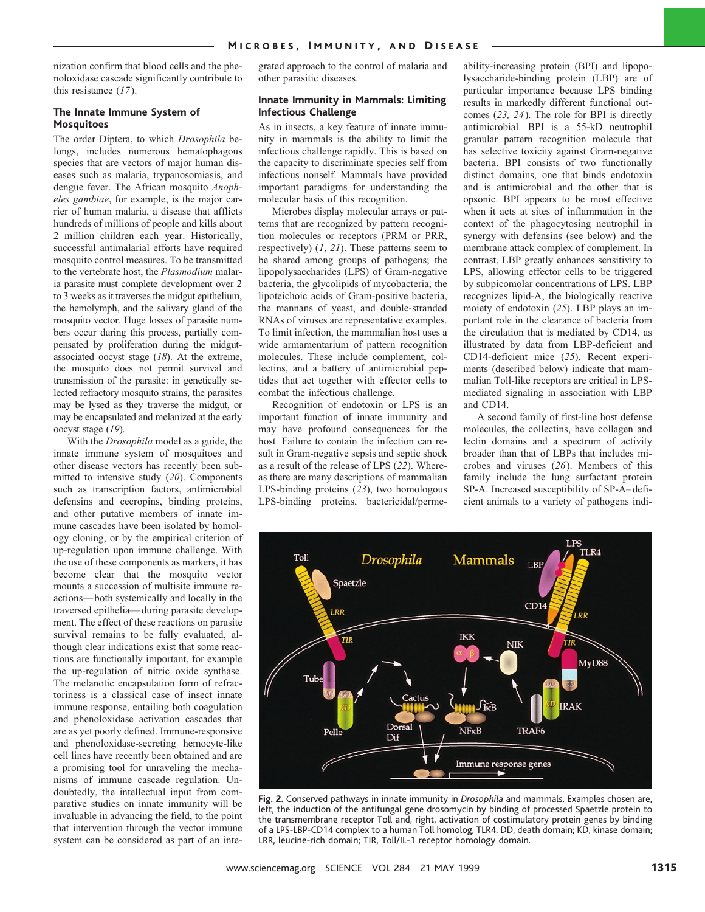nization confirm that blood cells and the phenoloxidase cascade significantly contribute to this resistance (*17*).

### The Innate Immune System of Mosquitoes

The order Diptera, to which *Drosophila* belongs, includes numerous hematophagous species that are vectors of major human diseases such as malaria, trypanosomiasis, and dengue fever. The African mosquito *Anopheles gambiae*, for example, is the major carrier of human malaria, a disease that afflicts hundreds of millions of people and kills about 2 million children each year. Historically, successful antimalarial efforts have required mosquito control measures. To be transmitted to the vertebrate host, the *Plasmodium* malaria parasite must complete development over 2 to 3 weeks as it traverses the midgut epithelium, the hemolymph, and the salivary gland of the mosquito vector. Huge losses of parasite numbers occur during this process, partially compensated by proliferation during the midgut-associated oocyst stage (*18*). At the extreme, the mosquito does not permit survival and transmission of the parasite: in genetically selected refractory mosquito strains, the parasites may be lysed as they traverse the midgut, or may be encapsulated and melanized at the early oocyst stage (*19*).

With the *Drosophila* model as a guide, the innate immune system of mosquitoes and other disease vectors has recently been submitted to intensive study (*20*). Components such as transcription factors, antimicrobial defensins and cecropins, binding proteins, and other putative members of innate immune cascades have been isolated by homology cloning, or by the empirical criterion of up-regulation upon immune challenge. With the use of these components as markers, it has become clear that the mosquito vector mounts a succession of multisite immune reactions—both systemically and locally in the traversed epithelia—during parasite development. The effect of these reactions on parasite survival remains to be fully evaluated, although clear indications exist that some reactions are functionally important, for example the up-regulation of nitric oxide synthase. The melanotic encapsulation form of refractoriness is a classical case of insect innate immune response, entailing both coagulation and phenoloxidase activation cascades that are as yet poorly defined. Immune-responsive and phenoloxidase-secreting hemocyte-like cell lines have recently been obtained and are a promising tool for unraveling the mechanisms of immune cascade regulation. Undoubtedly, the intellectual input from comparative studies on innate immunity will be invaluable in advancing the field, to the point that intervention through the vector immune system can be considered as part of an integrated approach to the control of malaria and other parasitic diseases.

### Innate Immunity in Mammals: Limiting Infectious Challenge

As in insects, a key feature of innate immunity in mammals is the ability to limit the infectious challenge rapidly. This is based on the capacity to discriminate species self from infectious nonself. Mammals have provided important paradigms for understanding the molecular basis of this recognition.

Microbes display molecular arrays or patterns that are recognized by pattern recognition molecules or receptors (PRM or PRR, respectively) (*1*, *21*). These patterns seem to be shared among groups of pathogens; the lipopolysaccharides (LPS) of Gram-negative bacteria, the glycolipids of mycobacteria, the lipoteichoic acids of Gram-positive bacteria, the mannans of yeast, and double-stranded RNAs of viruses are representative examples. To limit infection, the mammalian host uses a wide armamentarium of pattern recognition molecules. These include complement, collectins, and a battery of antimicrobial peptides that act together with effector cells to combat the infectious challenge.

Recognition of endotoxin or LPS is an important function of innate immunity and may have profound consequences for the host. Failure to contain the infection can result in Gram-negative sepsis and septic shock as a result of the release of LPS (*22*). Whereas there are many descriptions of mammalian LPS-binding proteins (*23*), two homologous LPS-binding proteins, bactericidal/permeability-increasing protein (BPI) and lipopolysaccharide-binding protein (LBP) are of particular importance because LPS binding results in markedly different functional outcomes (*23, 24*). The role for BPI is directly antimicrobial. BPI is a 55-kD neutrophil granular pattern recognition molecule that has selective toxicity against Gram-negative bacteria. BPI consists of two functionally distinct domains, one that binds endotoxin and is antimicrobial and the other that is opsonic. BPI appears to be most effective when it acts at sites of inflammation in the context of the phagocytosing neutrophil in synergy with defensins (see below) and the membrane attack complex of complement. In contrast, LBP greatly enhances sensitivity to LPS, allowing effector cells to be triggered by subpicomolar concentrations of LPS. LBP recognizes lipid-A, the biologically reactive moiety of endotoxin (*25*). LBP plays an important role in the clearance of bacteria from the circulation that is mediated by CD14, as illustrated by data from LBP-deficient and CD14-deficient mice (*25*). Recent experiments (described below) indicate that mammalian Toll-like receptors are critical in LPS-mediated signaling in association with LBP and CD14.

A second family of first-line host defense molecules, the collectins, have collagen and lectin domains and a spectrum of activity broader than that of LBPs that includes microbes and viruses (*26*). Members of this family include the lung surfactant protein SP-A. Increased susceptibility of SP-A–deficient animals to a variety of pathogens indi-

**Fig. 2.** Conserved pathways in innate immunity in *Drosophila* and mammals. Examples chosen are, left, the induction of the antifungal gene drosomycin by binding of processed Spaetzle protein to the transmembrane receptor Toll and, right, activation of costimulatory protein genes by binding of a LPS-LBP-CD14 complex to a human Toll homolog, TLR4. DD, death domain; KD, kinase domain; LRR, leucine-rich domain; TIR, Toll/IL-1 receptor homology domain.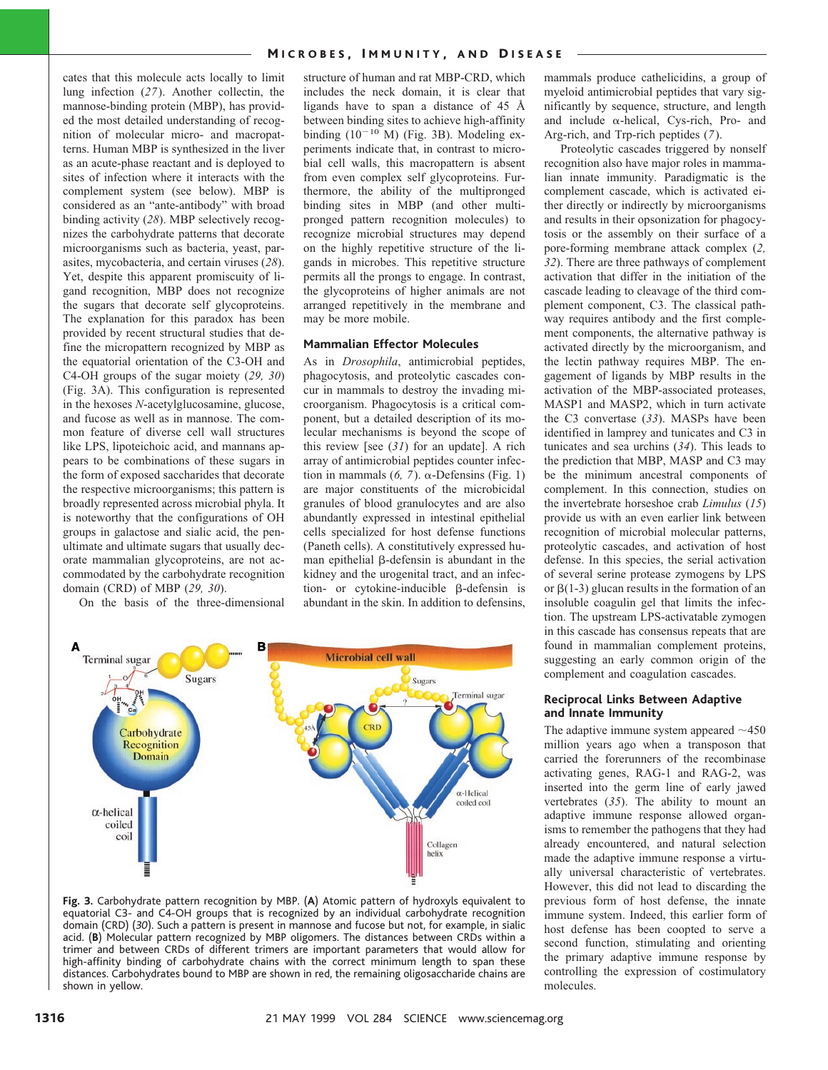cates that this molecule acts locally to limit lung infection (*27*). Another collectin, the mannose-binding protein (MBP), has provided the most detailed understanding of recognition of molecular micro- and macropatterns. Human MBP is synthesized in the liver as an acute-phase reactant and is deployed to sites of infection where it interacts with the complement system (see below). MBP is considered as an "ante-antibody" with broad binding activity (*28*). MBP selectively recognizes the carbohydrate patterns that decorate microorganisms such as bacteria, yeast, parasites, mycobacteria, and certain viruses (*28*). Yet, despite this apparent promiscuity of ligand recognition, MBP does not recognize the sugars that decorate self glycoproteins. The explanation for this paradox has been provided by recent structural studies that define the micropattern recognized by MBP as the equatorial orientation of the C3-OH and C4-OH groups of the sugar moiety (*29, 30*) (Fig. 3A). This configuration is represented in the hexoses *N*-acetylglucosamine, glucose, and fucose as well as in mannose. The common feature of diverse cell wall structures like LPS, lipoteichoic acid, and mannans appears to be combinations of these sugars in the form of exposed saccharides that decorate the respective microorganisms; this pattern is broadly represented across microbial phyla. It is noteworthy that the configurations of OH groups in galactose and sialic acid, the penultimate and ultimate sugars that usually decorate mammalian glycoproteins, are not accommodated by the carbohydrate recognition domain (CRD) of MBP (*29, 30*).

On the basis of the three-dimensional structure of human and rat MBP-CRD, which includes the neck domain, it is clear that ligands have to span a distance of 45 Å between binding sites to achieve high-affinity binding ($10^{-10}$ M) (Fig. 3B). Modeling experiments indicate that, in contrast to microbial cell walls, this macropattern is absent from even complex self glycoproteins. Furthermore, the ability of the multipronged binding sites in MBP (and other multipronged pattern recognition molecules) to recognize microbial structures may depend on the highly repetitive structure of the ligands in microbes. This repetitive structure permits all the prongs to engage. In contrast, the glycoproteins of higher animals are not arranged repetitively in the membrane and may be more mobile.

### Mammalian Effector Molecules

As in *Drosophila*, antimicrobial peptides, phagocytosis, and proteolytic cascades concur in mammals to destroy the invading microorganism. Phagocytosis is a critical component, but a detailed description of its molecular mechanisms is beyond the scope of this review [see (*31*) for an update]. A rich array of antimicrobial peptides counter infection in mammals (*6, 7*). α-Defensins (Fig. 1) are major constituents of the microbicidal granules of blood granulocytes and are also abundantly expressed in intestinal epithelial cells specialized for host defense functions (Paneth cells). A constitutively expressed human epithelial β-defensin is abundant in the kidney and the urogenital tract, and an infection- or cytokine-inducible β-defensin is abundant in the skin. In addition to defensins, mammals produce cathelicidins, a group of myeloid antimicrobial peptides that vary significantly by sequence, structure, and length and include α-helical, Cys-rich, Pro- and Arg-rich, and Trp-rich peptides (*7*).

Proteolytic cascades triggered by nonself recognition also have major roles in mammalian innate immunity. Paradigmatic is the complement cascade, which is activated either directly or indirectly by microorganisms and results in their opsonization for phagocytosis or the assembly on their surface of a pore-forming membrane attack complex (*2, 32*). There are three pathways of complement activation that differ in the initiation of the cascade leading to cleavage of the third complement component, C3. The classical pathway requires antibody and the first complement components, the alternative pathway is activated directly by the microorganism, and the lectin pathway requires MBP. The engagement of ligands by MBP results in the activation of the MBP-associated proteases, MASP1 and MASP2, which in turn activate the C3 convertase (*33*). MASPs have been identified in lamprey and tunicates and C3 in tunicates and sea urchins (*34*). This leads to the prediction that MBP, MASP and C3 may be the minimum ancestral components of complement. In this connection, studies on the invertebrate horseshoe crab *Limulus* (*15*) provide us with an even earlier link between recognition of microbial molecular patterns, proteolytic cascades, and activation of host defense. In this species, the serial activation of several serine protease zymogens by LPS or β(1-3) glucan results in the formation of an insoluble coagulin gel that limits the infection. The upstream LPS-activatable zymogen in this cascade has consensus repeats that are found in mammalian complement proteins, suggesting an early common origin of the complement and coagulation cascades.

### Reciprocal Links Between Adaptive and Innate Immunity

The adaptive immune system appeared ~450 million years ago when a transposon that carried the forerunners of the recombinase activating genes, RAG-1 and RAG-2, was inserted into the germ line of early jawed vertebrates (*35*). The ability to mount an adaptive immune response allowed organisms to remember the pathogens that they had already encountered, and natural selection made the adaptive immune response a virtually universal characteristic of vertebrates. However, this did not lead to discarding the previous form of host defense, the innate immune system. Indeed, this earlier form of host defense has been coopted to serve a second function, stimulating and orienting the primary adaptive immune response by controlling the expression of costimulatory molecules.

**Fig. 3.** Carbohydrate pattern recognition by MBP. (**A**) Atomic pattern of hydroxyls equivalent to equatorial C3- and C4-OH groups that is recognized by an individual carbohydrate recognition domain (CRD) (*30*). Such a pattern is present in mannose and fucose but not, for example, in sialic acid. (**B**) Molecular pattern recognized by MBP oligomers. The distances between CRDs within a trimer and between CRDs of different trimers are important parameters that would allow for high-affinity binding of carbohydrate chains with the correct minimum length to span these distances. Carbohydrates bound to MBP are shown in red, the remaining oligosaccharide chains are shown in yellow.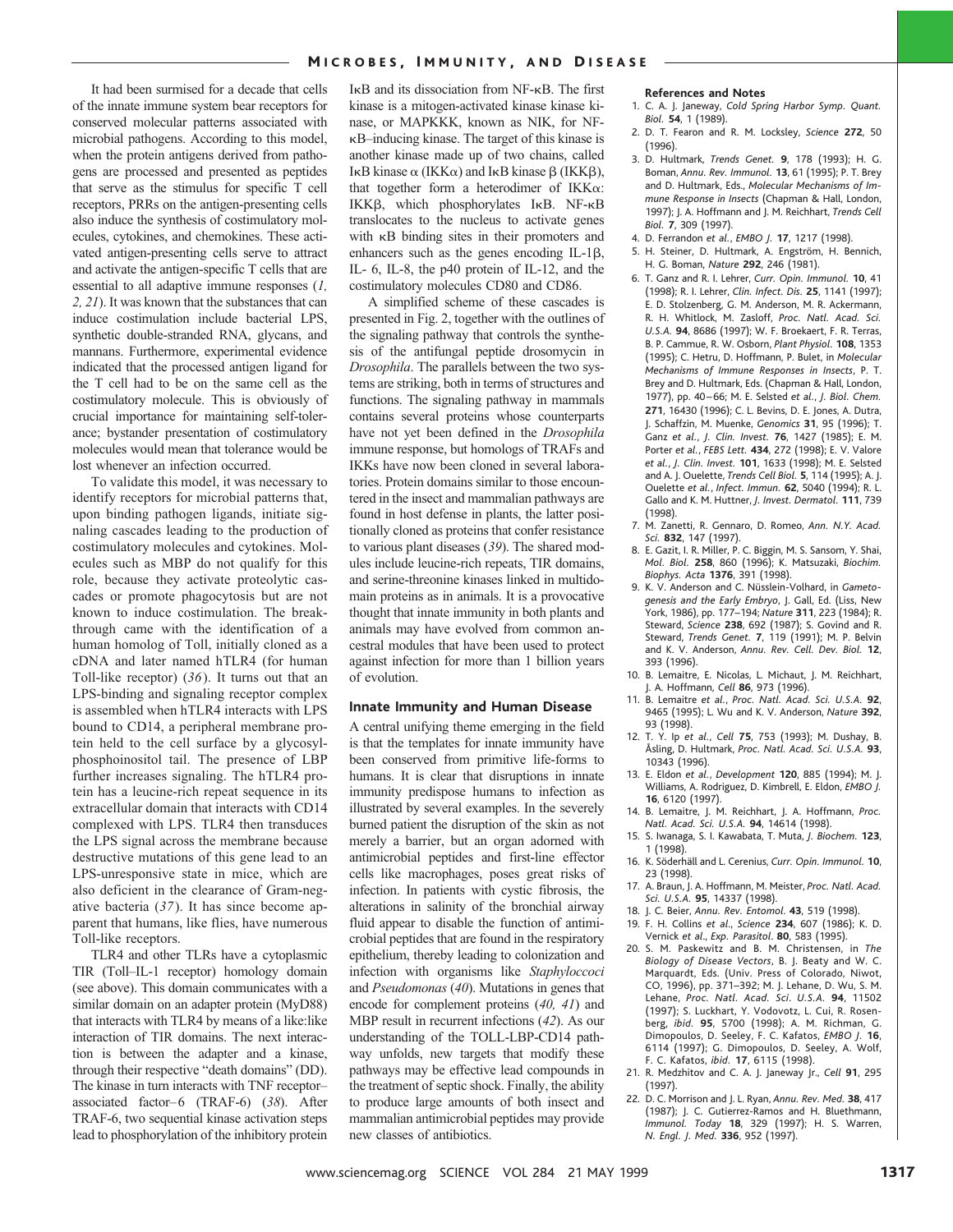It had been surmised for a decade that cells of the innate immune system bear receptors for conserved molecular patterns associated with microbial pathogens. According to this model, when the protein antigens derived from pathogens are processed and presented as peptides that serve as the stimulus for specific T cell receptors, PRRs on the antigen-presenting cells also induce the synthesis of costimulatory molecules, cytokines, and chemokines. These activated antigen-presenting cells serve to attract and activate the antigen-specific T cells that are essential to all adaptive immune responses (*1, 2, 21*). It was known that the substances that can induce costimulation include bacterial LPS, synthetic double-stranded RNA, glycans, and mannans. Furthermore, experimental evidence indicated that the processed antigen ligand for the T cell had to be on the same cell as the costimulatory molecule. This is obviously of crucial importance for maintaining self-tolerance; bystander presentation of costimulatory molecules would mean that tolerance would be lost whenever an infection occurred.

To validate this model, it was necessary to identify receptors for microbial patterns that, upon binding pathogen ligands, initiate signaling cascades leading to the production of costimulatory molecules and cytokines. Molecules such as MBP do not qualify for this role, because they activate proteolytic cascades or promote phagocytosis but are not known to induce costimulation. The breakthrough came with the identification of a human homolog of Toll, initially cloned as a cDNA and later named hTLR4 (for human Toll-like receptor) (*36*). It turns out that an LPS-binding and signaling receptor complex is assembled when hTLR4 interacts with LPS bound to CD14, a peripheral membrane protein held to the cell surface by a glycosylphosphoinositol tail. The presence of LBP further increases signaling. The hTLR4 protein has a leucine-rich repeat sequence in its extracellular domain that interacts with CD14 complexed with LPS. TLR4 then transduces the LPS signal across the membrane because destructive mutations of this gene lead to an LPS-unresponsive state in mice, which are also deficient in the clearance of Gram-negative bacteria (*37*). It has since become apparent that humans, like flies, have numerous Toll-like receptors.

TLR4 and other TLRs have a cytoplasmic TIR (Toll–IL-1 receptor) homology domain (see above). This domain communicates with a similar domain on an adapter protein (MyD88) that interacts with TLR4 by means of a like:like interaction of TIR domains. The next interaction is between the adapter and a kinase, through their respective "death domains" (DD). The kinase in turn interacts with TNF receptor–associated factor–6 (TRAF-6) (*38*). After TRAF-6, two sequential kinase activation steps lead to phosphorylation of the inhibitory protein IκB and its dissociation from NF-κB. The first kinase is a mitogen-activated kinase kinase kinase, or MAPKKK, known as NIK, for NF-κB–inducing kinase. The target of this kinase is another kinase made up of two chains, called IκB kinase α (IKKα) and IκB kinase β (IKKβ), that together form a heterodimer of IKKα:IKKβ, which phosphorylates IκB. NF-κB translocates to the nucleus to activate genes with κB binding sites in their promoters and enhancers such as the genes encoding IL-1β, IL- 6, IL-8, the p40 protein of IL-12, and the costimulatory molecules CD80 and CD86.

A simplified scheme of these cascades is presented in Fig. 2, together with the outlines of the signaling pathway that controls the synthesis of the antifungal peptide drosomycin in *Drosophila*. The parallels between the two systems are striking, both in terms of structures and functions. The signaling pathway in mammals contains several proteins whose counterparts have not yet been defined in the *Drosophila* immune response, but homologs of TRAFs and IKKs have now been cloned in several laboratories. Protein domains similar to those encountered in the insect and mammalian pathways are found in host defense in plants, the latter positionally cloned as proteins that confer resistance to various plant diseases (*39*). The shared modules include leucine-rich repeats, TIR domains, and serine-threonine kinases linked in multidomain proteins as in animals. It is a provocative thought that innate immunity in both plants and animals may have evolved from common ancestral modules that have been used to protect against infection for more than 1 billion years of evolution.

## Innate Immunity and Human Disease

A central unifying theme emerging in the field is that the templates for innate immunity have been conserved from primitive life-forms to humans. It is clear that disruptions in innate immunity predispose humans to infection as illustrated by several examples. In the severely burned patient the disruption of the skin as not merely a barrier, but an organ adorned with antimicrobial peptides and first-line effector cells like macrophages, poses great risks of infection. In patients with cystic fibrosis, the alterations in salinity of the bronchial airway fluid appear to disable the function of antimicrobial peptides that are found in the respiratory epithelium, thereby leading to colonization and infection with organisms like *Staphyloccoci* and *Pseudomonas* (*40*). Mutations in genes that encode for complement proteins (*40, 41*) and MBP result in recurrent infections (*42*). As our understanding of the TOLL-LBP-CD14 pathway unfolds, new targets that modify these pathways may be effective lead compounds in the treatment of septic shock. Finally, the ability to produce large amounts of both insect and mammalian antimicrobial peptides may provide new classes of antibiotics.

### References and Notes

1. C. A. J. Janeway, *Cold Spring Harbor Symp. Quant. Biol.* **54**, 1 (1989).
2. D. T. Fearon and R. M. Locksley, *Science* **272**, 50 (1996).
3. D. Hultmark, *Trends Genet.* **9**, 178 (1993); H. G. Boman, *Annu. Rev. Immunol.* **13**, 61 (1995); P. T. Brey and D. Hultmark, Eds., *Molecular Mechanisms of Immune Response in Insects* (Chapman & Hall, London, 1997); J. A. Hoffmann and J. M. Reichhart, *Trends Cell Biol.* **7**, 309 (1997).
4. D. Ferrandon *et al.*, *EMBO J.* **17**, 1217 (1998).
5. H. Steiner, D. Hultmark, A. Engström, H. Bennich, H. G. Boman, *Nature* **292**, 246 (1981).
6. T. Ganz and R. I. Lehrer, *Curr. Opin. Immunol.* **10**, 41 (1998); R. I. Lehrer, *Clin. Infect. Dis.* **25**, 1141 (1997); E. D. Stolzenberg, G. M. Anderson, M. R. Ackermann, R. H. Whitlock, M. Zasloff, *Proc. Natl. Acad. Sci. U.S.A.* **94**, 8686 (1997); W. F. Broekaert, F. R. Terras, B. P. Cammue, R. W. Osborn, *Plant Physiol.* **108**, 1353 (1995); C. Hetru, D. Hoffmann, P. Bulet, in *Molecular Mechanisms of Immune Responses in Insects*, P. T. Brey and D. Hultmark, Eds. (Chapman & Hall, London, 1977), pp. 40–66; M. E. Selsted *et al.*, *J. Biol. Chem.* **271**, 16430 (1996); C. L. Bevins, D. E. Jones, A. Dutra, J. Schaffzin, M. Muenke, *Genomics* **31**, 95 (1996); T. Ganz *et al.*, *J. Clin. Invest.* **76**, 1427 (1985); E. M. Porter *et al.*, *FEBS Lett.* **434**, 272 (1998); E. V. Valore *et al.*, *J. Clin. Invest.* **101**, 1633 (1998); M. E. Selsted and A. J. Ouelette, *Trends Cell Biol.* **5**, 114 (1995); A. J. Ouelette *et al.*, *Infect. Immun.* **62**, 5040 (1994); R. L. Gallo and K. M. Huttner, *J. Invest. Dermatol.* **111**, 739 (1998).
7. M. Zanetti, R. Gennaro, D. Romeo, *Ann. N.Y. Acad. Sci.* **832**, 147 (1997).
8. E. Gazit, I. R. Miller, P. C. Biggin, M. S. Sansom, Y. Shai, *Mol. Biol.* **258**, 860 (1996); K. Matsuzaki, *Biochim. Biophys. Acta* **1376**, 391 (1998).
9. K. V. Anderson and C. Nüsslein-Volhard, in *Gametogenesis and the Early Embryo*, J. Gall, Ed. (Liss, New York, 1986), pp. 177–194; *Nature* **311**, 223 (1984); R. Steward, *Science* **238**, 692 (1987); S. Govind and R. Steward, *Trends Genet.* **7**, 119 (1991); M. P. Belvin and K. V. Anderson, *Annu. Rev. Cell. Dev. Biol.* **12**, 393 (1996).
10. B. Lemaitre, E. Nicolas, L. Michaut, J. M. Reichhart, J. A. Hoffmann, *Cell* **86**, 973 (1996).
11. B. Lemaitre *et al.*, *Proc. Natl. Acad. Sci. U.S.A.* **92**, 9465 (1995); L. Wu and K. V. Anderson, *Nature* **392**, 93 (1998).
12. T. Y. Ip *et al.*, *Cell* **75**, 753 (1993); M. Dushay, B. Åsling, D. Hultmark, *Proc. Natl. Acad. Sci. U.S.A.* **93**, 10343 (1996).
13. E. Eldon *et al.*, *Development* **120**, 885 (1994); M. J. Williams, A. Rodriguez, D. Kimbrell, E. Eldon, *EMBO J.* **16**, 6120 (1997).
14. B. Lemaitre, J. M. Reichhart, J. A. Hoffmann, *Proc. Natl. Acad. Sci. U.S.A.* **94**, 14614 (1998).
15. S. Iwanaga, S. I. Kawabata, T. Muta, *J. Biochem.* **123**, 1 (1998).
16. K. Söderhäll and L. Cerenius, *Curr. Opin. Immunol.* **10**, 23 (1998).
17. A. Braun, J. A. Hoffmann, M. Meister, *Proc. Natl. Acad. Sci. U.S.A.* **95**, 14337 (1998).
18. J. C. Beier, *Annu. Rev. Entomol.* **43**, 519 (1998).
19. F. H. Collins *et al.*, *Science* **234**, 607 (1986); K. D. Vernick *et al.*, *Exp. Parasitol.* **80**, 583 (1995).
20. S. M. Paskewitz and B. M. Christensen, in *The Biology of Disease Vectors*, B. J. Beaty and W. C. Marquardt, Eds. (Univ. Press of Colorado, Niwot, CO, 1996), pp. 371–392; M. J. Lehane, D. Wu, S. M. Lehane, *Proc. Natl. Acad. Sci. U.S.A.* **94**, 11502 (1997); S. Luckhart, Y. Vodovotz, L. Cui, R. Rosenberg, *ibid.* **95**, 5700 (1998); A. M. Richman, G. Dimopoulos, D. Seeley, F. C. Kafatos, *EMBO J.* **16**, 6114 (1997); G. Dimopoulos, D. Seeley, A. Wolf, F. C. Kafatos, *ibid.* **17**, 6115 (1998).
21. R. Medzhitov and C. A. J. Janeway Jr., *Cell* **91**, 295 (1997).
22. D. C. Morrison and J. L. Ryan, *Annu. Rev. Med.* **38**, 417 (1987); J. C. Gutierrez-Ramos and H. Bluethmann, *Immunol. Today* **18**, 329 (1997); H. S. Warren, *N. Engl. J. Med.* **336**, 952 (1997).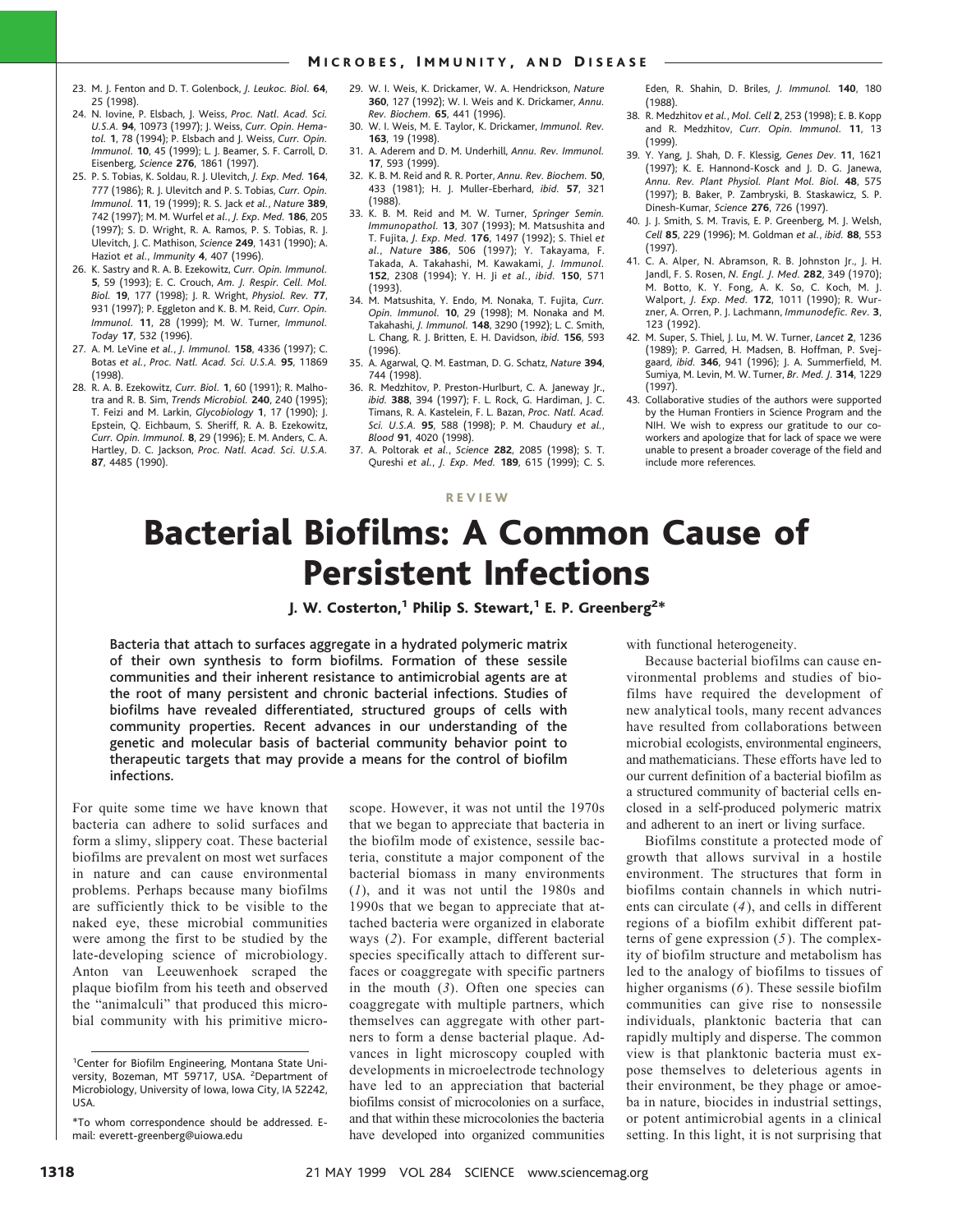23. M. J. Fenton and D. T. Golenbock, *J. Leukoc. Biol.* **64**, 25 (1998).
24. N. Iovine, P. Elsbach, J. Weiss, *Proc. Natl. Acad. Sci. U.S.A.* **94**, 10973 (1997); J. Weiss, *Curr. Opin. Hematol.* **1**, 78 (1994); P. Elsbach and J. Weiss, *Curr. Opin. Immunol.* **10**, 45 (1999); L. J. Beamer, S. F. Carroll, D. Eisenberg, *Science* **276**, 1861 (1997).
25. P. S. Tobias, K. Soldau, R. J. Ulevitch, *J. Exp. Med.* **164**, 777 (1986); R. J. Ulevitch and P. S. Tobias, *Curr. Opin. Immunol.* **11**, 19 (1999); R. S. Jack *et al.*, *Nature* **389**, 742 (1997); M. M. Wurfel *et al.*, *J. Exp. Med.* **186**, 205 (1997); S. D. Wright, R. A. Ramos, P. S. Tobias, R. J. Ulevitch, J. C. Mathison, *Science* **249**, 1431 (1990); A. Haziot *et al.*, *Immunity* **4**, 407 (1996).
26. K. Sastry and R. A. B. Ezekowitz, *Curr. Opin. Immunol.* **5**, 59 (1993); E. C. Crouch, *Am. J. Respir. Cell. Mol. Biol.* **19**, 177 (1998); J. R. Wright, *Physiol. Rev.* **77**, 931 (1997); P. Eggleton and K. B. M. Reid, *Curr. Opin. Immunol.* **11**, 28 (1999); M. W. Turner, *Immunol. Today* **17**, 532 (1996).
27. A. M. LeVine *et al.*, *J. Immunol.* **158**, 4336 (1997); C. Botas *et al.*, *Proc. Natl. Acad. Sci. U.S.A.* **95**, 11869 (1998).
28. R. A. B. Ezekowitz, *Curr. Biol.* **1**, 60 (1991); R. Malhotra and R. B. Sim, *Trends Microbiol.* **240**, 240 (1995); T. Feizi and M. Larkin, *Glycobiology* **1**, 17 (1990); J. Epstein, Q. Eichbaum, S. Sheriff, R. A. B. Ezekowitz, *Curr. Opin. Immunol.* **8**, 29 (1996); E. M. Anders, C. A. Hartley, D. C. Jackson, *Proc. Natl. Acad. Sci. U.S.A.* **87**, 4485 (1990).
29. W. I. Weis, K. Drickamer, W. A. Hendrickson, *Nature* **360**, 127 (1992); W. I. Weis and K. Drickamer, *Annu. Rev. Biochem.* **65**, 441 (1996).
30. W. I. Weis, M. E. Taylor, K. Drickamer, *Immunol. Rev.* **163**, 19 (1998).
31. A. Aderem and D. M. Underhill, *Annu. Rev. Immunol.* **17**, 593 (1999).
32. K. B. M. Reid and R. R. Porter, *Annu. Rev. Biochem.* **50**, 433 (1981); H. J. Muller-Eberhard, *ibid.* **57**, 321 (1988).
33. K. B. M. Reid and M. W. Turner, *Springer Semin. Immunopathol.* **13**, 307 (1993); M. Matsushita and T. Fujita, *J. Exp. Med.* **176**, 1497 (1992); S. Thiel *et al.*, *Nature* **386**, 506 (1997); Y. Takayama, F. Takada, A. Takahashi, M. Kawakami, *J. Immunol.* **152**, 2308 (1994); Y. H. Ji *et al.*, *ibid.* **150**, 571 (1993).
34. M. Matsushita, Y. Endo, M. Nonaka, T. Fujita, *Curr. Opin. Immunol.* **10**, 29 (1998); M. Nonaka and M. Takahashi, *J. Immunol.* **148**, 3290 (1992); L. C. Smith, L. Chang, R. J. Britten, E. H. Davidson, *ibid.* **156**, 593 (1996).
35. A. Agarwal, Q. M. Eastman, D. G. Schatz, *Nature* **394**, 744 (1998).
36. R. Medzhitov, P. Preston-Hurlburt, C. A. Janeway Jr., *ibid.* **388**, 394 (1997); F. L. Rock, G. Kastelein, F. L. Bazan, *Proc. Natl. Acad. Sci. U.S.A.* **95**, 588 (1998); P. M. Chaudury *et al.*, *Blood* **91**, 4020 (1998).
37. A. Poltorak *et al.*, *Science* **282**, 2085 (1998); S. T. Qureshi *et al.*, *J. Exp. Med.* **189**, 615 (1999); C. S. Eden, R. Shahin, D. Briles, *J. Immunol.* **140**, 180 (1988).
38. R. Medzhitov *et al.*, *Mol. Cell* **2**, 253 (1998); E. B. Kopp and R. Medzhitov, *Curr. Opin. Immunol.* **11**, 13 (1999).
39. Y. Yang, J. Shah, D. F. Klessig, *Genes Dev.* **11**, 1621 (1997); K. E. Hannond-Kosck and J. D. G. Janewa, *Annu. Rev. Plant Physiol. Plant Mol. Biol.* **48**, 575 (1997); B. Baker, P. Zambryski, B. Staskawicz, S. P. Dinesh-Kumar, *Science* **276**, 726 (1997).
40. J. J. Smith, S. M. Travis, E. P. Greenberg, M. J. Welsh, *Cell* **85**, 229 (1996); M. Goldman *et al.*, *ibid.* **88**, 553 (1997).
41. C. A. Alper, N. Abramson, R. B. Johnston Jr., J. H. Jandl, F. S. Rosen, *N. Engl. J. Med.* **282**, 349 (1970); M. Botto, K. Y. Fong, A. K. So, C. Koch, M. J. Walport, *J. Exp. Med.* **172**, 1011 (1990); R. Wurzner, A. Orren, P. J. Lachmann, *Immunodefic. Rev.* **3**, 123 (1992).
42. M. Super, S. Thiel, J. Lu, M. W. Turner, *Lancet* **2**, 1236 (1989); P. Garred, H. Madsen, B. Hoffman, P. Svejgaard, *ibid.* **346**, 941 (1996); J. A. Summerfield, M. Sumiya, M. Levin, M. W. Turner, *Br. Med. J.* **314**, 1229 (1997).
43. Collaborative studies of the authors were supported by the Human Frontiers in Science Program and the NIH. We wish to express our gratitude to our coworkers and apologize that for lack of space we were unable to present a broader coverage of the field and include more references.

REVIEW

# Bacterial Biofilms: A Common Cause of Persistent Infections

**J. W. Costerton,[1] Philip S. Stewart,[1] E. P. Greenberg[2]\***

**Bacteria that attach to surfaces aggregate in a hydrated polymeric matrix of their own synthesis to form biofilms. Formation of these sessile communities and their inherent resistance to antimicrobial agents are at the root of many persistent and chronic bacterial infections. Studies of biofilms have revealed differentiated, structured groups of cells with community properties. Recent advances in our understanding of the genetic and molecular basis of bacterial community behavior point to therapeutic targets that may provide a means for the control of biofilm infections.**

For quite some time we have known that bacteria can adhere to solid surfaces and form a slimy, slippery coat. These bacterial biofilms are prevalent on most wet surfaces in nature and can cause environmental problems. Perhaps because many biofilms are sufficiently thick to be visible to the naked eye, these microbial communities were among the first to be studied by the late-developing science of microbiology. Anton van Leeuwenhoek scraped the plaque biofilm from his teeth and observed the "animalculi" that produced this microbial community with his primitive microscope. However, it was not until the 1970s that we began to appreciate that bacteria in the biofilm mode of existence, sessile bacteria, constitute a major component of the bacterial biomass in many environments (*1*), and it was not until the 1980s and 1990s that we began to appreciate that attached bacteria were organized in elaborate ways (*2*). For example, different bacterial species specifically attach to different surfaces or coaggregate with specific partners in the mouth (*3*). Often one species can coaggregate with multiple partners, which themselves can aggregate with other partners to form a dense bacterial plaque. Advances in light microscopy coupled with developments in microelectrode technology have led to an appreciation that bacterial biofilms consist of microcolonies on a surface, and that within these microcolonies the bacteria have developed into organized communities with functional heterogeneity.

Because bacterial biofilms can cause environmental problems and studies of biofilms have required the development of new analytical tools, many recent advances have resulted from collaborations between microbial ecologists, environmental engineers, and mathematicians. These efforts have led to our current definition of a bacterial biofilm as a structured community of bacterial cells enclosed in a self-produced polymeric matrix and adherent to an inert or living surface.

Biofilms constitute a protected mode of growth that allows survival in a hostile environment. The structures that form in biofilms contain channels in which nutrients can circulate (*4*), and cells in different regions of a biofilm exhibit different patterns of gene expression (*5*). The complexity of biofilm structure and metabolism has led to the analogy of biofilms to tissues of higher organisms (*6*). These sessile biofilm communities can give rise to nonsessile individuals, planktonic bacteria that can rapidly multiply and disperse. The common view is that planktonic bacteria must expose themselves to deleterious agents in their environment, be they phage or amoeba in nature, biocides in industrial settings, or potent antimicrobial agents in a clinical setting. In this light, it is not surprising that

[1]Center for Biofilm Engineering, Montana State University, Bozeman, MT 59717, USA. [2]Department of Microbiology, University of Iowa, Iowa City, IA 52242, USA.

\*To whom correspondence should be addressed. E-mail: everett-greenberg@uiowa.edu